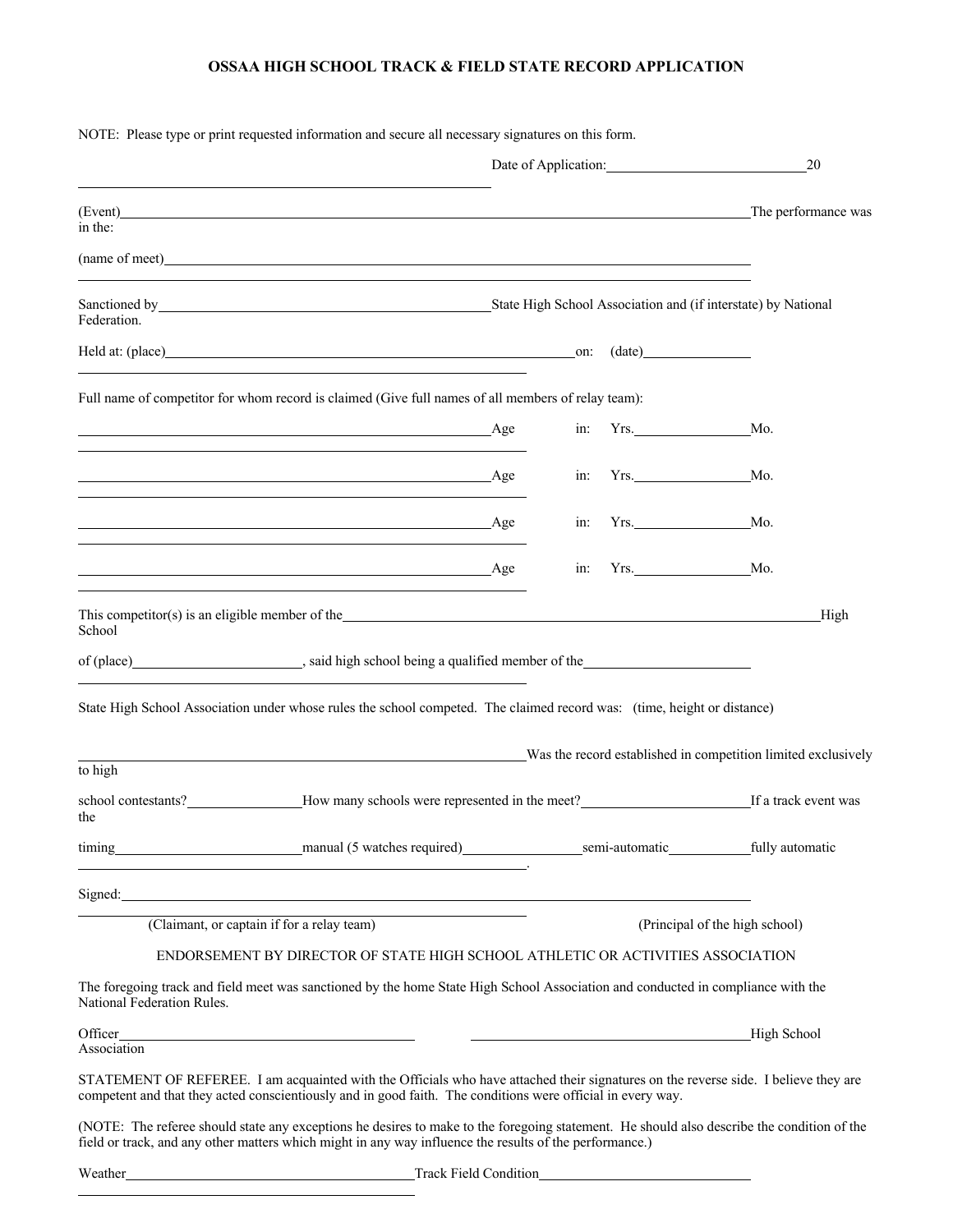# OSSAA HIGH SCHOOL TRACK & FIELD STATE RECORD APPLICATION

NOTE: Please type or print requested information and secure all necessary signatures on this form.

Date of Application:____________________________20

(Event)________________________________________________________________The performance was in the:

(name of meet)____________________________________________________________

Sanctioned by______________________________State High School Association and (if interstate) by National Federation.

Held at: (place)________________________________________on: (date)____________

Full name of competitor for whom record is claimed (Give full names of all members of relay team):

________________________________________Age in: Yrs.____________Mo.

________________________________________Age in: Yrs.____________Mo.

________________________________________Age in: Yrs.____________Mo.

________________________________________Age in: Yrs.____________Mo.

This competitor(s) is an eligible member of the____________________________________________High School

of (place)__________________, said high school being a qualified member of the__________________

State High School Association under whose rules the school competed. The claimed record was: (time, height or distance)

________________________________________Was the record established in competition limited exclusively to high

school contestants?____________How many schools were represented in the meet?__________________If a track event was the

timing____________________manual (5 watches required)____________semi-automatic__________fully automatic

________________________________________.

Signed:________________________________________________________________

(Claimant, or captain if for a relay team) (Principal of the high school)

ENDORSEMENT BY DIRECTOR OF STATE HIGH SCHOOL ATHLETIC OR ACTIVITIES ASSOCIATION

The foregoing track and field meet was sanctioned by the home State High School Association and conducted in compliance with the National Federation Rules.

Officer______________________________ ______________________________High School Association

STATEMENT OF REFEREE. I am acquainted with the Officials who have attached their signatures on the reverse side. I believe they are competent and that they acted conscientiously and in good faith. The conditions were official in every way.

(NOTE: The referee should state any exceptions he desires to make to the foregoing statement. He should also describe the condition of the field or track, and any other matters which might in any way influence the results of the performance.)

Weather______________________________Track Field Condition______________________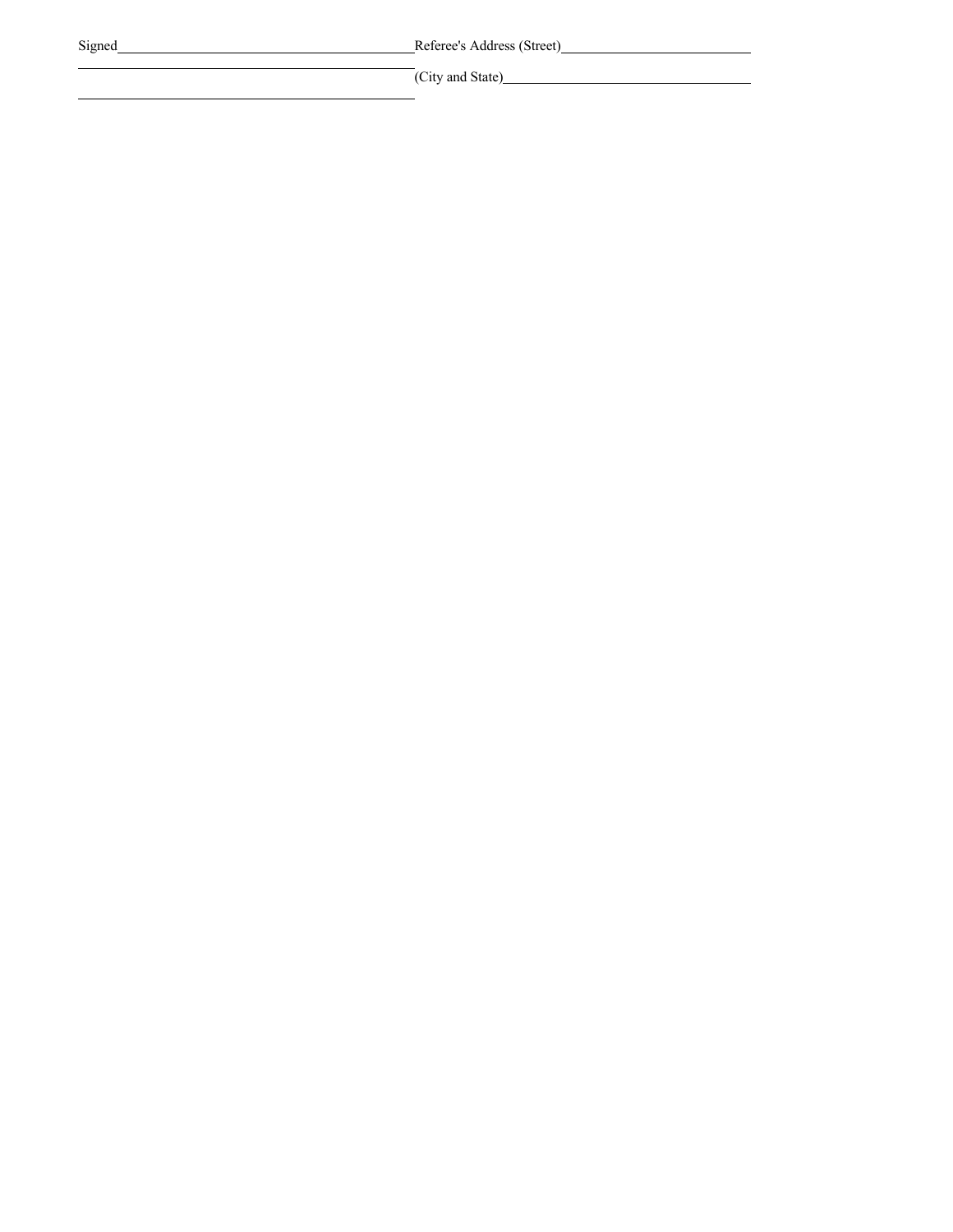Signed\_\_\_\_\_\_\_\_\_\_\_\_\_\_\_\_\_\_\_\_\_\_\_\_\_\_\_\_\_\_\_\_\_\_\_\_\_\_\_\_ Referee's Address (Street)\_\_\_\_\_\_\_\_\_\_\_\_\_\_\_\_\_\_\_\_\_\_\_\_\_\_\_\_

\_\_\_\_\_\_\_\_\_\_\_\_\_\_\_\_\_\_\_\_\_\_\_\_\_\_\_\_\_\_\_\_\_\_\_\_\_\_\_\_\_\_\_\_\_\_ (City and State)\_\_\_\_\_\_\_\_\_\_\_\_\_\_\_\_\_\_\_\_\_\_\_\_\_\_\_\_\_\_\_\_\_\_\_\_

\_\_\_\_\_\_\_\_\_\_\_\_\_\_\_\_\_\_\_\_\_\_\_\_\_\_\_\_\_\_\_\_\_\_\_\_\_\_\_\_\_\_\_\_\_\_